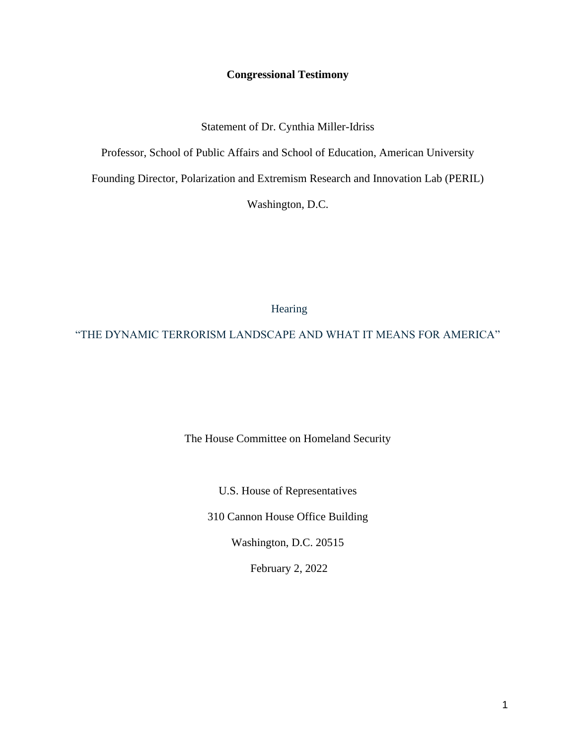**Congressional Testimony**

Statement of Dr. Cynthia Miller-Idriss

Professor, School of Public Affairs and School of Education, American University

Founding Director, Polarization and Extremism Research and Innovation Lab (PERIL)

Washington, D.C.

Hearing

"THE DYNAMIC TERRORISM LANDSCAPE AND WHAT IT MEANS FOR AMERICA"

The House Committee on Homeland Security

U.S. House of Representatives

310 Cannon House Office Building

Washington, D.C. 20515

February 2, 2022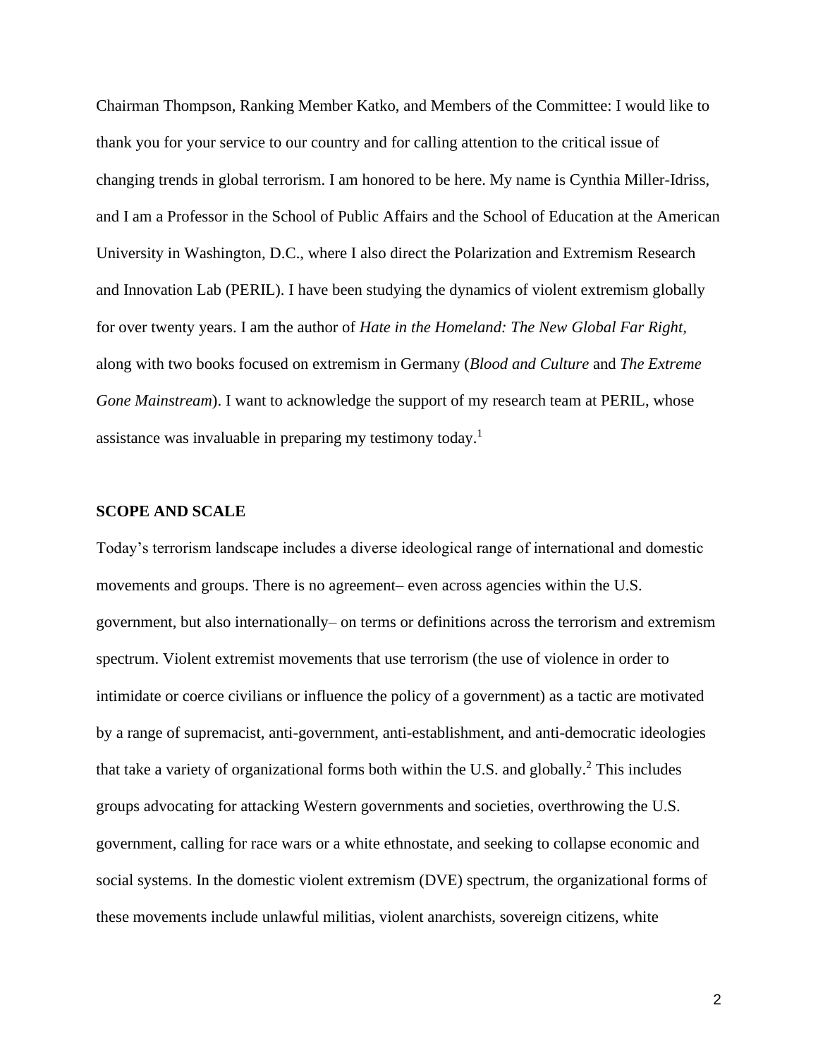Chairman Thompson, Ranking Member Katko, and Members of the Committee: I would like to thank you for your service to our country and for calling attention to the critical issue of changing trends in global terrorism. I am honored to be here. My name is Cynthia Miller-Idriss, and I am a Professor in the School of Public Affairs and the School of Education at the American University in Washington, D.C., where I also direct the Polarization and Extremism Research and Innovation Lab (PERIL). I have been studying the dynamics of violent extremism globally for over twenty years. I am the author of *Hate in the Homeland: The New Global Far Right*, along with two books focused on extremism in Germany (*Blood and Culture* and *The Extreme Gone Mainstream*). I want to acknowledge the support of my research team at PERIL, whose assistance was invaluable in preparing my testimony today.[1]

## SCOPE AND SCALE

Today's terrorism landscape includes a diverse ideological range of international and domestic movements and groups. There is no agreement– even across agencies within the U.S. government, but also internationally– on terms or definitions across the terrorism and extremism spectrum. Violent extremist movements that use terrorism (the use of violence in order to intimidate or coerce civilians or influence the policy of a government) as a tactic are motivated by a range of supremacist, anti-government, anti-establishment, and anti-democratic ideologies that take a variety of organizational forms both within the U.S. and globally.[2] This includes groups advocating for attacking Western governments and societies, overthrowing the U.S. government, calling for race wars or a white ethnostate, and seeking to collapse economic and social systems. In the domestic violent extremism (DVE) spectrum, the organizational forms of these movements include unlawful militias, violent anarchists, sovereign citizens, white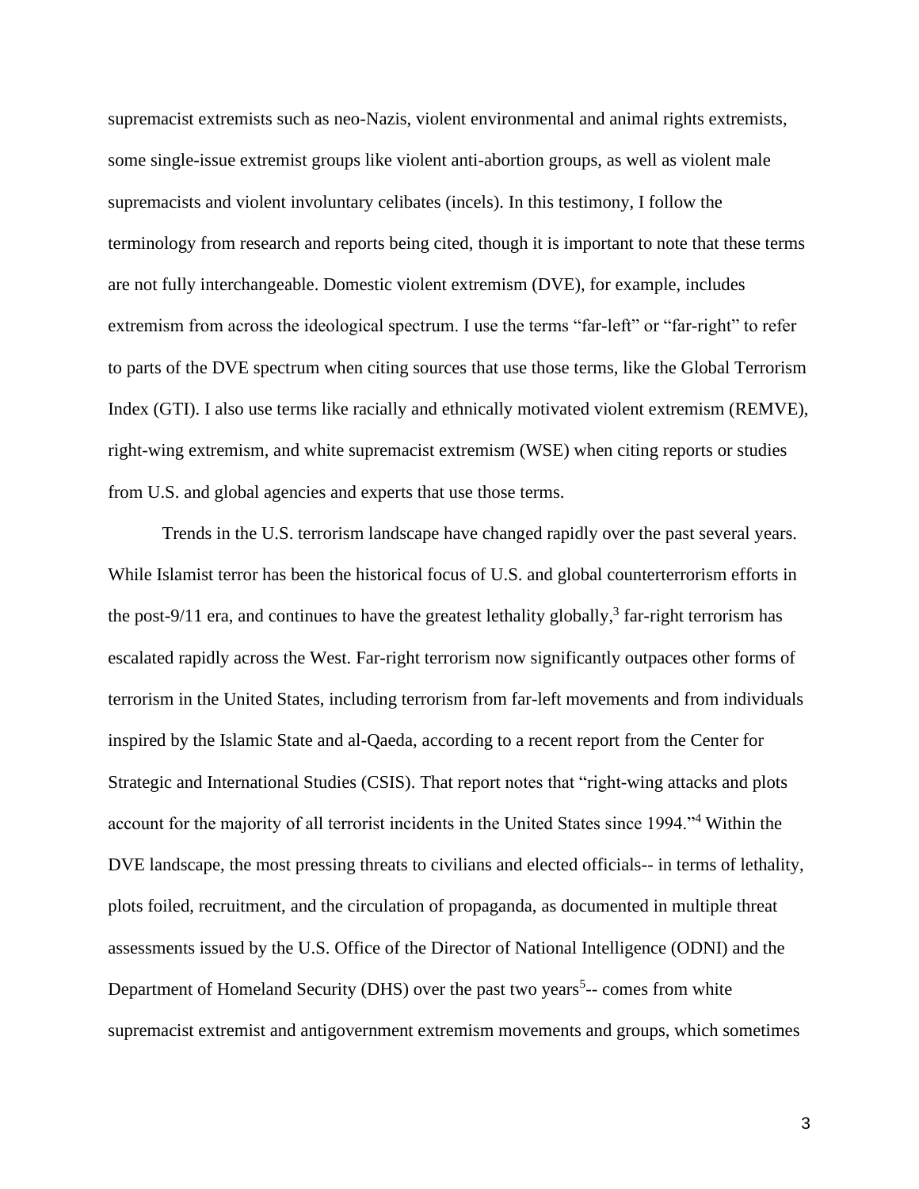supremacist extremists such as neo-Nazis, violent environmental and animal rights extremists, some single-issue extremist groups like violent anti-abortion groups, as well as violent male supremacists and violent involuntary celibates (incels). In this testimony, I follow the terminology from research and reports being cited, though it is important to note that these terms are not fully interchangeable. Domestic violent extremism (DVE), for example, includes extremism from across the ideological spectrum. I use the terms "far-left" or "far-right" to refer to parts of the DVE spectrum when citing sources that use those terms, like the Global Terrorism Index (GTI). I also use terms like racially and ethnically motivated violent extremism (REMVE), right-wing extremism, and white supremacist extremism (WSE) when citing reports or studies from U.S. and global agencies and experts that use those terms.

Trends in the U.S. terrorism landscape have changed rapidly over the past several years. While Islamist terror has been the historical focus of U.S. and global counterterrorism efforts in the post-9/11 era, and continues to have the greatest lethality globally,[3] far-right terrorism has escalated rapidly across the West. Far-right terrorism now significantly outpaces other forms of terrorism in the United States, including terrorism from far-left movements and from individuals inspired by the Islamic State and al-Qaeda, according to a recent report from the Center for Strategic and International Studies (CSIS). That report notes that "right-wing attacks and plots account for the majority of all terrorist incidents in the United States since 1994."[4] Within the DVE landscape, the most pressing threats to civilians and elected officials-- in terms of lethality, plots foiled, recruitment, and the circulation of propaganda, as documented in multiple threat assessments issued by the U.S. Office of the Director of National Intelligence (ODNI) and the Department of Homeland Security (DHS) over the past two years[5]-- comes from white supremacist extremist and antigovernment extremism movements and groups, which sometimes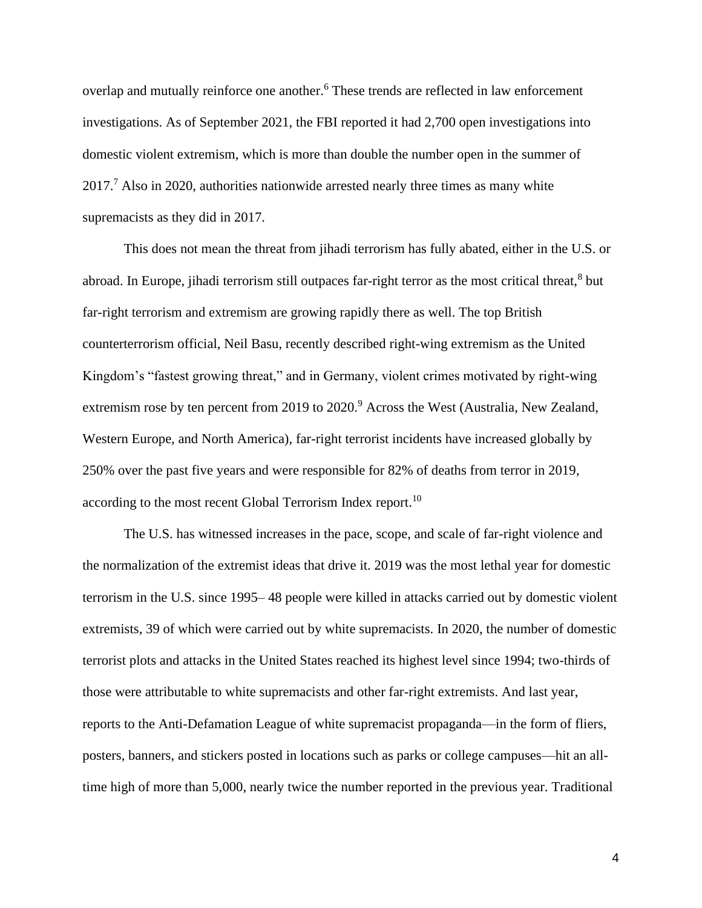overlap and mutually reinforce one another.[6] These trends are reflected in law enforcement investigations. As of September 2021, the FBI reported it had 2,700 open investigations into domestic violent extremism, which is more than double the number open in the summer of 2017.[7] Also in 2020, authorities nationwide arrested nearly three times as many white supremacists as they did in 2017.

This does not mean the threat from jihadi terrorism has fully abated, either in the U.S. or abroad. In Europe, jihadi terrorism still outpaces far-right terror as the most critical threat,[8] but far-right terrorism and extremism are growing rapidly there as well. The top British counterterrorism official, Neil Basu, recently described right-wing extremism as the United Kingdom's "fastest growing threat," and in Germany, violent crimes motivated by right-wing extremism rose by ten percent from 2019 to 2020.[9] Across the West (Australia, New Zealand, Western Europe, and North America), far-right terrorist incidents have increased globally by 250% over the past five years and were responsible for 82% of deaths from terror in 2019, according to the most recent Global Terrorism Index report.[10]

The U.S. has witnessed increases in the pace, scope, and scale of far-right violence and the normalization of the extremist ideas that drive it. 2019 was the most lethal year for domestic terrorism in the U.S. since 1995– 48 people were killed in attacks carried out by domestic violent extremists, 39 of which were carried out by white supremacists. In 2020, the number of domestic terrorist plots and attacks in the United States reached its highest level since 1994; two-thirds of those were attributable to white supremacists and other far-right extremists. And last year, reports to the Anti-Defamation League of white supremacist propaganda—in the form of fliers, posters, banners, and stickers posted in locations such as parks or college campuses—hit an all-time high of more than 5,000, nearly twice the number reported in the previous year. Traditional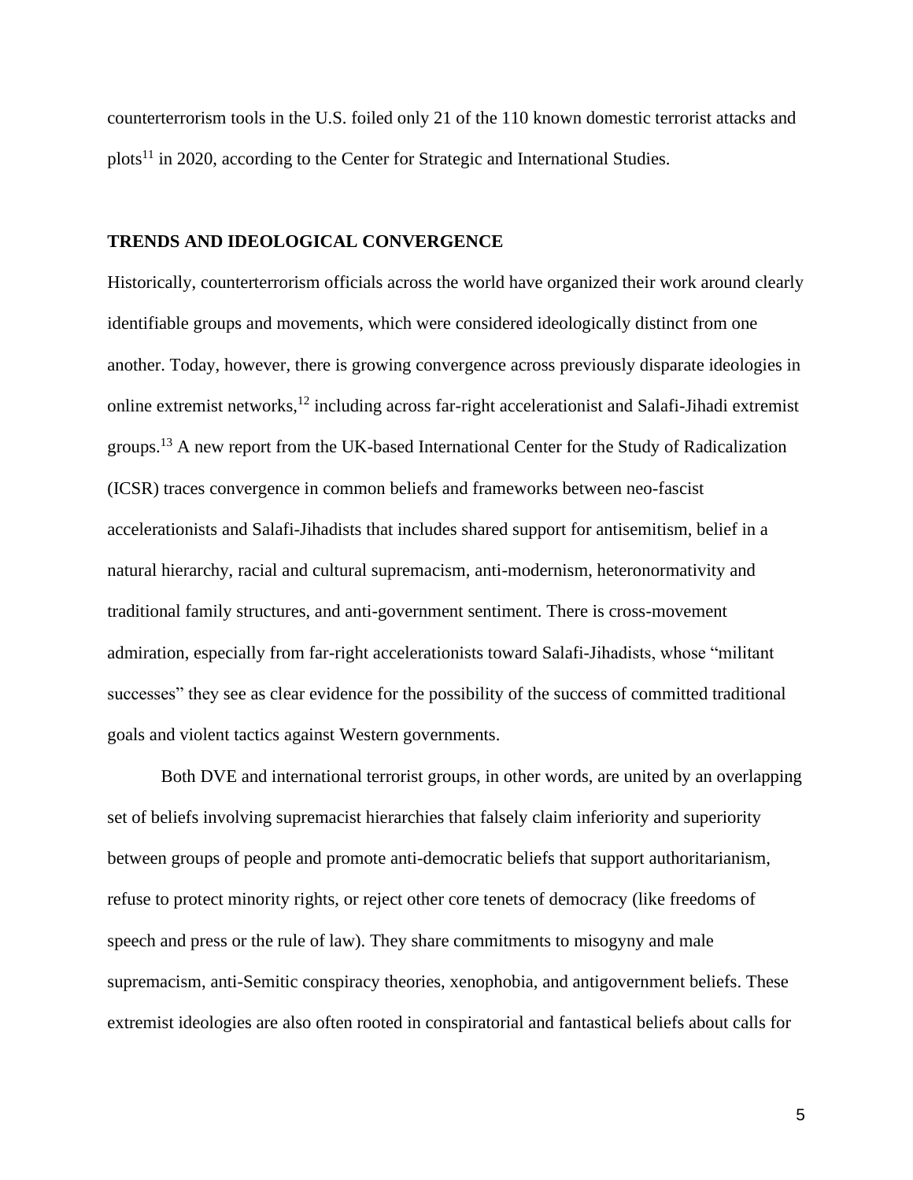counterterrorism tools in the U.S. foiled only 21 of the 110 known domestic terrorist attacks and plots[11] in 2020, according to the Center for Strategic and International Studies.

## TRENDS AND IDEOLOGICAL CONVERGENCE

Historically, counterterrorism officials across the world have organized their work around clearly identifiable groups and movements, which were considered ideologically distinct from one another. Today, however, there is growing convergence across previously disparate ideologies in online extremist networks,[12] including across far-right accelerationist and Salafi-Jihadi extremist groups.[13] A new report from the UK-based International Center for the Study of Radicalization (ICSR) traces convergence in common beliefs and frameworks between neo-fascist accelerationists and Salafi-Jihadists that includes shared support for antisemitism, belief in a natural hierarchy, racial and cultural supremacism, anti-modernism, heteronormativity and traditional family structures, and anti-government sentiment. There is cross-movement admiration, especially from far-right accelerationists toward Salafi-Jihadists, whose "militant successes" they see as clear evidence for the possibility of the success of committed traditional goals and violent tactics against Western governments.

Both DVE and international terrorist groups, in other words, are united by an overlapping set of beliefs involving supremacist hierarchies that falsely claim inferiority and superiority between groups of people and promote anti-democratic beliefs that support authoritarianism, refuse to protect minority rights, or reject other core tenets of democracy (like freedoms of speech and press or the rule of law). They share commitments to misogyny and male supremacism, anti-Semitic conspiracy theories, xenophobia, and antigovernment beliefs. These extremist ideologies are also often rooted in conspiratorial and fantastical beliefs about calls for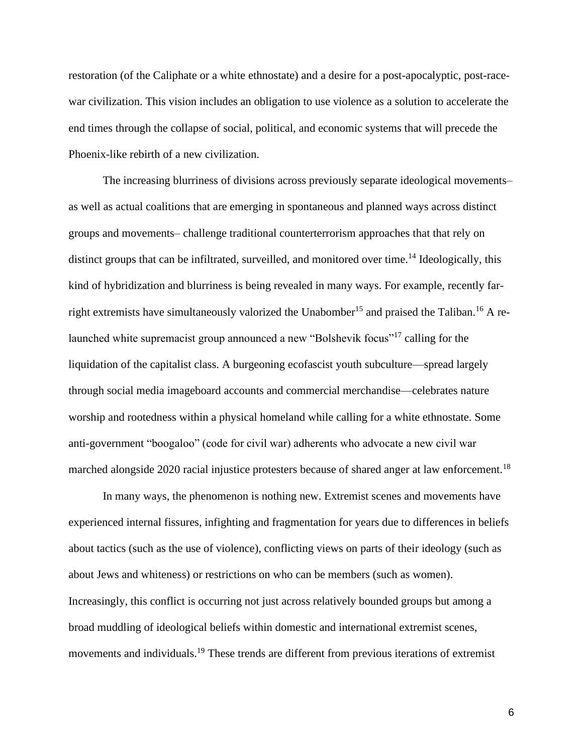restoration (of the Caliphate or a white ethnostate) and a desire for a post-apocalyptic, post-race-war civilization. This vision includes an obligation to use violence as a solution to accelerate the end times through the collapse of social, political, and economic systems that will precede the Phoenix-like rebirth of a new civilization.

The increasing blurriness of divisions across previously separate ideological movements– as well as actual coalitions that are emerging in spontaneous and planned ways across distinct groups and movements– challenge traditional counterterrorism approaches that that rely on distinct groups that can be infiltrated, surveilled, and monitored over time.[14] Ideologically, this kind of hybridization and blurriness is being revealed in many ways. For example, recently far-right extremists have simultaneously valorized the Unabomber[15] and praised the Taliban.[16] A re-launched white supremacist group announced a new "Bolshevik focus"[17] calling for the liquidation of the capitalist class. A burgeoning ecofascist youth subculture—spread largely through social media imageboard accounts and commercial merchandise—celebrates nature worship and rootedness within a physical homeland while calling for a white ethnostate. Some anti-government "boogaloo" (code for civil war) adherents who advocate a new civil war marched alongside 2020 racial injustice protesters because of shared anger at law enforcement.[18]

In many ways, the phenomenon is nothing new. Extremist scenes and movements have experienced internal fissures, infighting and fragmentation for years due to differences in beliefs about tactics (such as the use of violence), conflicting views on parts of their ideology (such as about Jews and whiteness) or restrictions on who can be members (such as women). Increasingly, this conflict is occurring not just across relatively bounded groups but among a broad muddling of ideological beliefs within domestic and international extremist scenes, movements and individuals.[19] These trends are different from previous iterations of extremist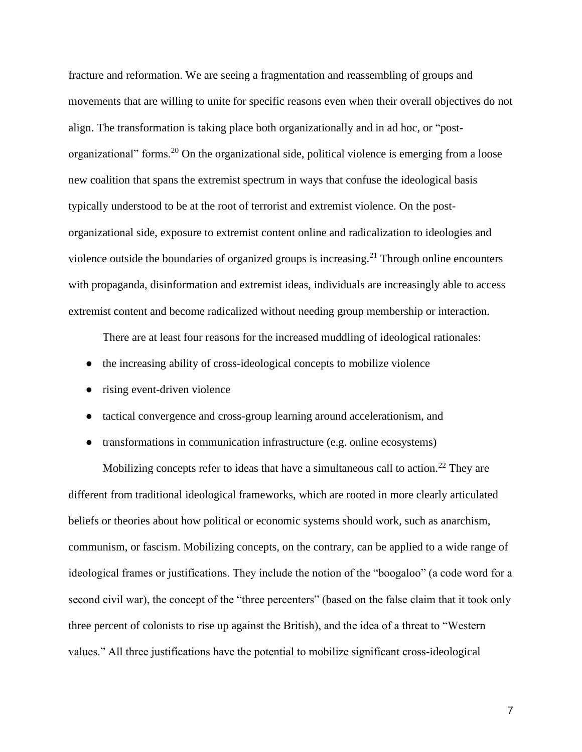fracture and reformation. We are seeing a fragmentation and reassembling of groups and movements that are willing to unite for specific reasons even when their overall objectives do not align. The transformation is taking place both organizationally and in ad hoc, or "post-organizational" forms.[20] On the organizational side, political violence is emerging from a loose new coalition that spans the extremist spectrum in ways that confuse the ideological basis typically understood to be at the root of terrorist and extremist violence. On the post-organizational side, exposure to extremist content online and radicalization to ideologies and violence outside the boundaries of organized groups is increasing.[21] Through online encounters with propaganda, disinformation and extremist ideas, individuals are increasingly able to access extremist content and become radicalized without needing group membership or interaction.

There are at least four reasons for the increased muddling of ideological rationales:

- the increasing ability of cross-ideological concepts to mobilize violence
- rising event-driven violence
- tactical convergence and cross-group learning around accelerationism, and
- transformations in communication infrastructure (e.g. online ecosystems)

Mobilizing concepts refer to ideas that have a simultaneous call to action.[22] They are different from traditional ideological frameworks, which are rooted in more clearly articulated beliefs or theories about how political or economic systems should work, such as anarchism, communism, or fascism. Mobilizing concepts, on the contrary, can be applied to a wide range of ideological frames or justifications. They include the notion of the "boogaloo" (a code word for a second civil war), the concept of the "three percenters" (based on the false claim that it took only three percent of colonists to rise up against the British), and the idea of a threat to "Western values." All three justifications have the potential to mobilize significant cross-ideological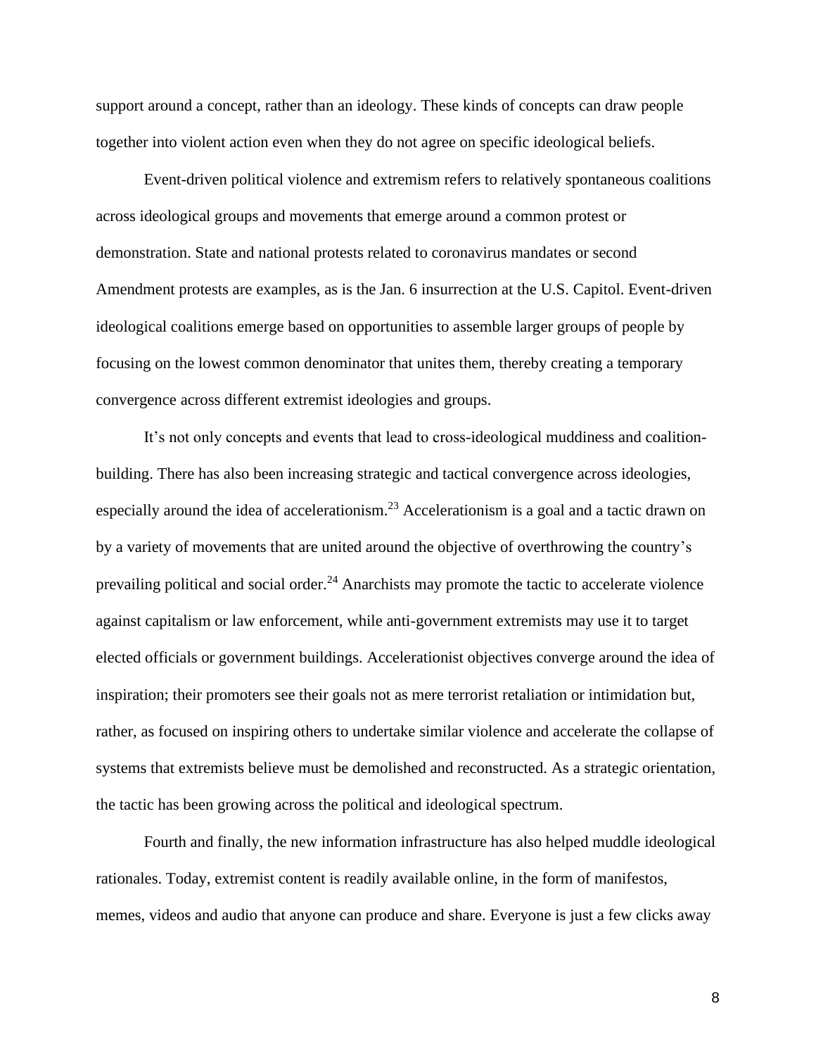support around a concept, rather than an ideology. These kinds of concepts can draw people together into violent action even when they do not agree on specific ideological beliefs.

Event-driven political violence and extremism refers to relatively spontaneous coalitions across ideological groups and movements that emerge around a common protest or demonstration. State and national protests related to coronavirus mandates or second Amendment protests are examples, as is the Jan. 6 insurrection at the U.S. Capitol. Event-driven ideological coalitions emerge based on opportunities to assemble larger groups of people by focusing on the lowest common denominator that unites them, thereby creating a temporary convergence across different extremist ideologies and groups.

It's not only concepts and events that lead to cross-ideological muddiness and coalition-building. There has also been increasing strategic and tactical convergence across ideologies, especially around the idea of accelerationism.[23] Accelerationism is a goal and a tactic drawn on by a variety of movements that are united around the objective of overthrowing the country's prevailing political and social order.[24] Anarchists may promote the tactic to accelerate violence against capitalism or law enforcement, while anti-government extremists may use it to target elected officials or government buildings. Accelerationist objectives converge around the idea of inspiration; their promoters see their goals not as mere terrorist retaliation or intimidation but, rather, as focused on inspiring others to undertake similar violence and accelerate the collapse of systems that extremists believe must be demolished and reconstructed. As a strategic orientation, the tactic has been growing across the political and ideological spectrum.

Fourth and finally, the new information infrastructure has also helped muddle ideological rationales. Today, extremist content is readily available online, in the form of manifestos, memes, videos and audio that anyone can produce and share. Everyone is just a few clicks away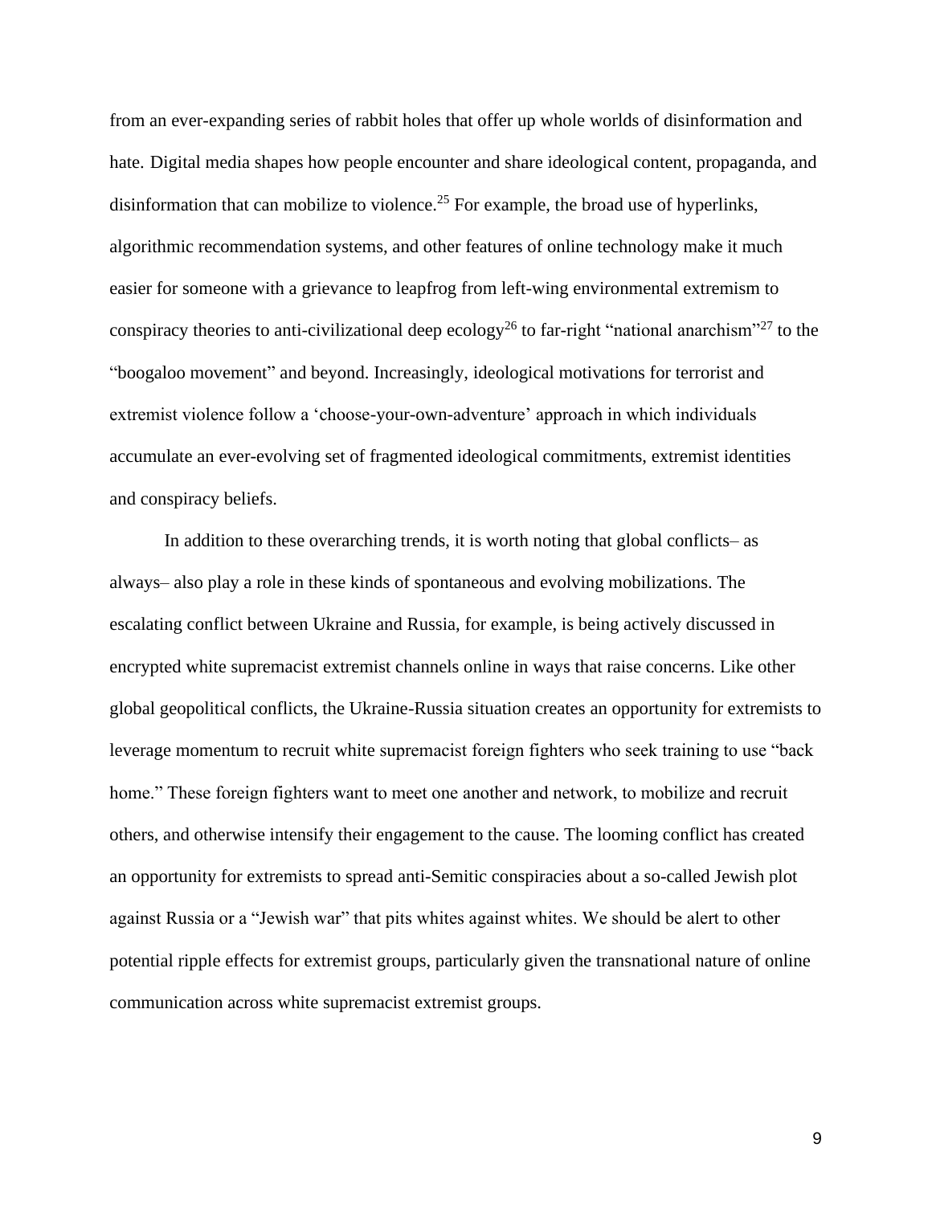from an ever-expanding series of rabbit holes that offer up whole worlds of disinformation and hate. Digital media shapes how people encounter and share ideological content, propaganda, and disinformation that can mobilize to violence.[25] For example, the broad use of hyperlinks, algorithmic recommendation systems, and other features of online technology make it much easier for someone with a grievance to leapfrog from left-wing environmental extremism to conspiracy theories to anti-civilizational deep ecology[26] to far-right "national anarchism"[27] to the "boogaloo movement" and beyond. Increasingly, ideological motivations for terrorist and extremist violence follow a 'choose-your-own-adventure' approach in which individuals accumulate an ever-evolving set of fragmented ideological commitments, extremist identities and conspiracy beliefs.

In addition to these overarching trends, it is worth noting that global conflicts– as always– also play a role in these kinds of spontaneous and evolving mobilizations. The escalating conflict between Ukraine and Russia, for example, is being actively discussed in encrypted white supremacist extremist channels online in ways that raise concerns. Like other global geopolitical conflicts, the Ukraine-Russia situation creates an opportunity for extremists to leverage momentum to recruit white supremacist foreign fighters who seek training to use "back home." These foreign fighters want to meet one another and network, to mobilize and recruit others, and otherwise intensify their engagement to the cause. The looming conflict has created an opportunity for extremists to spread anti-Semitic conspiracies about a so-called Jewish plot against Russia or a "Jewish war" that pits whites against whites. We should be alert to other potential ripple effects for extremist groups, particularly given the transnational nature of online communication across white supremacist extremist groups.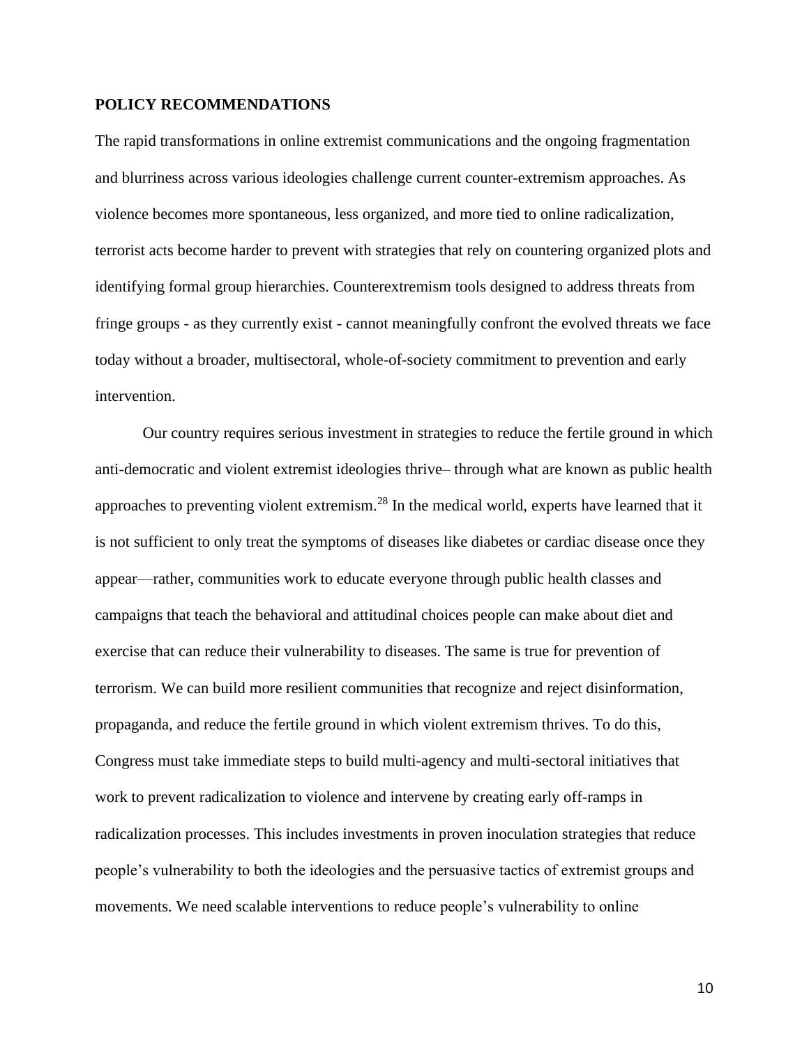## POLICY RECOMMENDATIONS

The rapid transformations in online extremist communications and the ongoing fragmentation and blurriness across various ideologies challenge current counter-extremism approaches. As violence becomes more spontaneous, less organized, and more tied to online radicalization, terrorist acts become harder to prevent with strategies that rely on countering organized plots and identifying formal group hierarchies. Counterextremism tools designed to address threats from fringe groups - as they currently exist - cannot meaningfully confront the evolved threats we face today without a broader, multisectoral, whole-of-society commitment to prevention and early intervention.

Our country requires serious investment in strategies to reduce the fertile ground in which anti-democratic and violent extremist ideologies thrive– through what are known as public health approaches to preventing violent extremism.[28] In the medical world, experts have learned that it is not sufficient to only treat the symptoms of diseases like diabetes or cardiac disease once they appear—rather, communities work to educate everyone through public health classes and campaigns that teach the behavioral and attitudinal choices people can make about diet and exercise that can reduce their vulnerability to diseases. The same is true for prevention of terrorism. We can build more resilient communities that recognize and reject disinformation, propaganda, and reduce the fertile ground in which violent extremism thrives. To do this, Congress must take immediate steps to build multi-agency and multi-sectoral initiatives that work to prevent radicalization to violence and intervene by creating early off-ramps in radicalization processes. This includes investments in proven inoculation strategies that reduce people's vulnerability to both the ideologies and the persuasive tactics of extremist groups and movements. We need scalable interventions to reduce people's vulnerability to online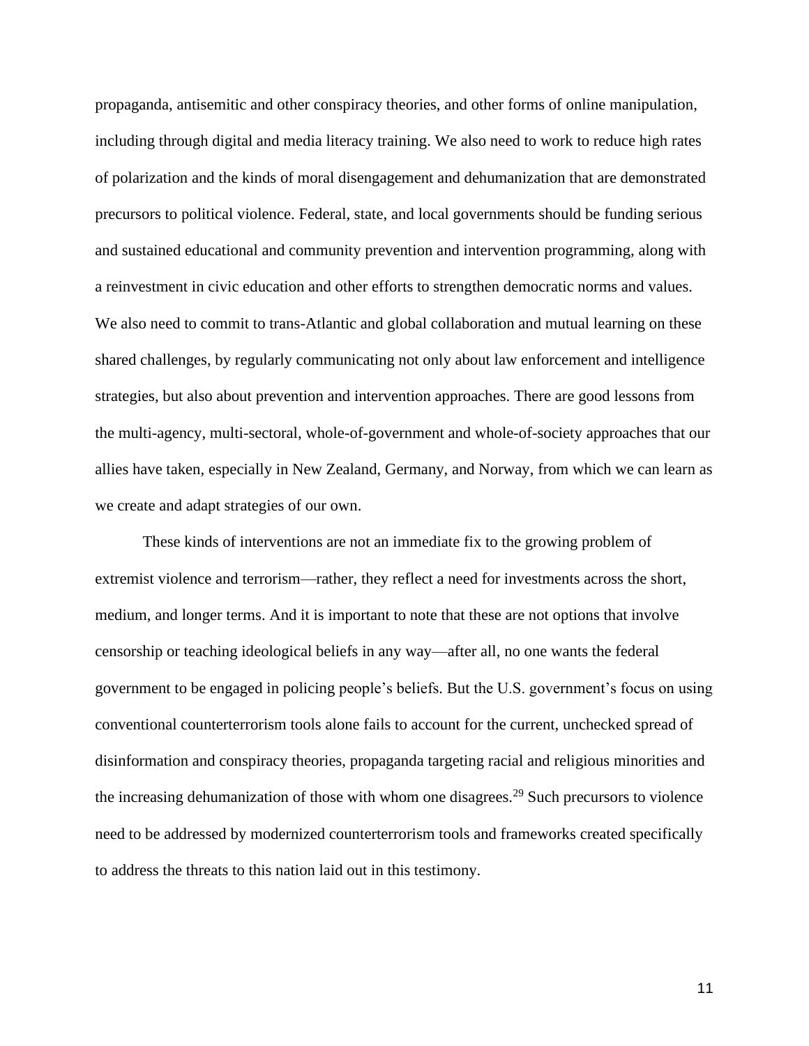propaganda, antisemitic and other conspiracy theories, and other forms of online manipulation, including through digital and media literacy training. We also need to work to reduce high rates of polarization and the kinds of moral disengagement and dehumanization that are demonstrated precursors to political violence. Federal, state, and local governments should be funding serious and sustained educational and community prevention and intervention programming, along with a reinvestment in civic education and other efforts to strengthen democratic norms and values. We also need to commit to trans-Atlantic and global collaboration and mutual learning on these shared challenges, by regularly communicating not only about law enforcement and intelligence strategies, but also about prevention and intervention approaches. There are good lessons from the multi-agency, multi-sectoral, whole-of-government and whole-of-society approaches that our allies have taken, especially in New Zealand, Germany, and Norway, from which we can learn as we create and adapt strategies of our own.

These kinds of interventions are not an immediate fix to the growing problem of extremist violence and terrorism—rather, they reflect a need for investments across the short, medium, and longer terms. And it is important to note that these are not options that involve censorship or teaching ideological beliefs in any way—after all, no one wants the federal government to be engaged in policing people's beliefs. But the U.S. government's focus on using conventional counterterrorism tools alone fails to account for the current, unchecked spread of disinformation and conspiracy theories, propaganda targeting racial and religious minorities and the increasing dehumanization of those with whom one disagrees.[29] Such precursors to violence need to be addressed by modernized counterterrorism tools and frameworks created specifically to address the threats to this nation laid out in this testimony.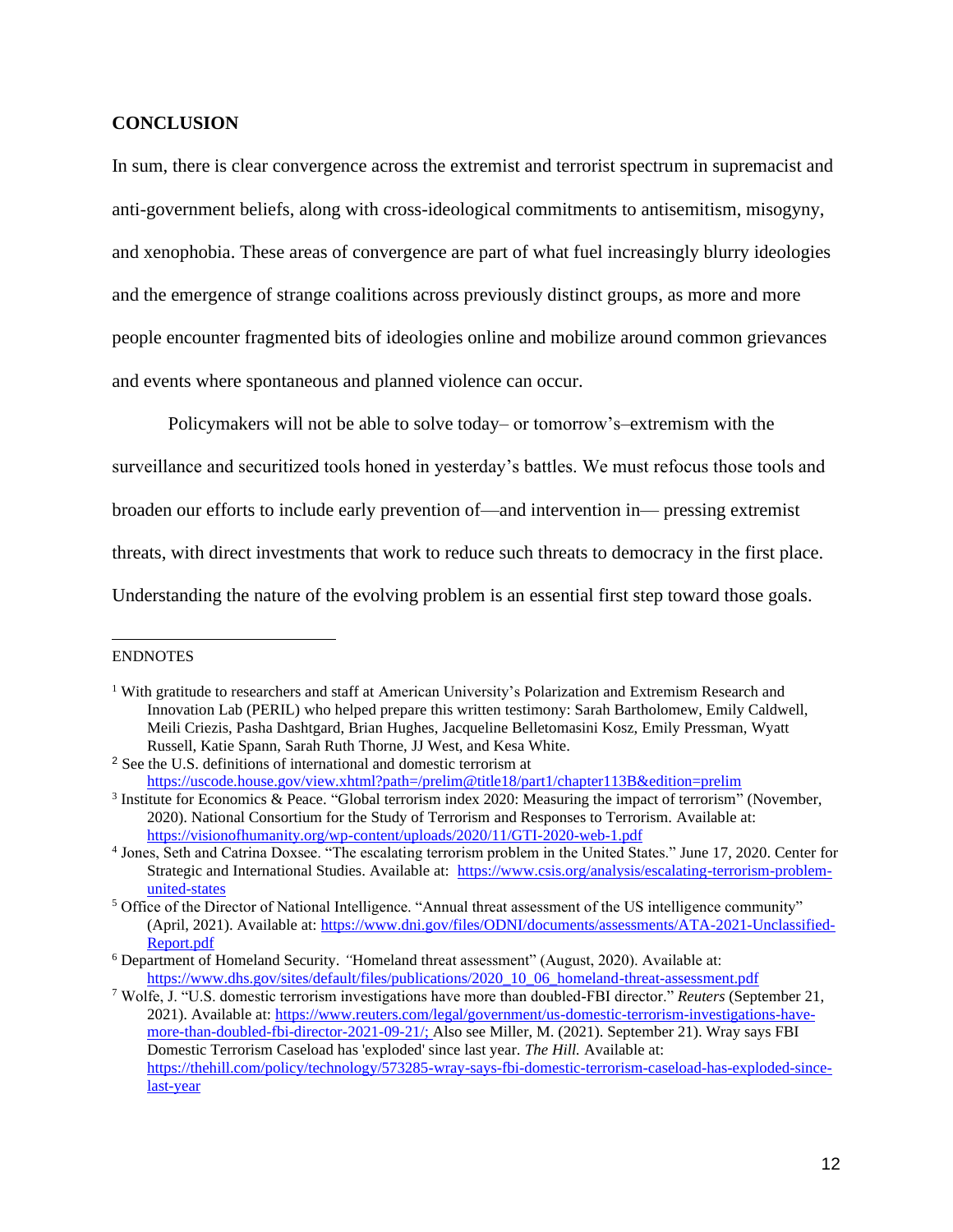## CONCLUSION

In sum, there is clear convergence across the extremist and terrorist spectrum in supremacist and anti-government beliefs, along with cross-ideological commitments to antisemitism, misogyny, and xenophobia. These areas of convergence are part of what fuel increasingly blurry ideologies and the emergence of strange coalitions across previously distinct groups, as more and more people encounter fragmented bits of ideologies online and mobilize around common grievances and events where spontaneous and planned violence can occur.

Policymakers will not be able to solve today– or tomorrow's–extremism with the surveillance and securitized tools honed in yesterday's battles. We must refocus those tools and broaden our efforts to include early prevention of—and intervention in— pressing extremist threats, with direct investments that work to reduce such threats to democracy in the first place. Understanding the nature of the evolving problem is an essential first step toward those goals.

---

ENDNOTES

[1] With gratitude to researchers and staff at American University's Polarization and Extremism Research and Innovation Lab (PERIL) who helped prepare this written testimony: Sarah Bartholomew, Emily Caldwell, Meili Criezis, Pasha Dashtgard, Brian Hughes, Jacqueline Belletomasini Kosz, Emily Pressman, Wyatt Russell, Katie Spann, Sarah Ruth Thorne, JJ West, and Kesa White.

[2] See the U.S. definitions of international and domestic terrorism at https://uscode.house.gov/view.xhtml?path=/prelim@title18/part1/chapter113B&edition=prelim

[3] Institute for Economics & Peace. "Global terrorism index 2020: Measuring the impact of terrorism" (November, 2020). National Consortium for the Study of Terrorism and Responses to Terrorism. Available at: https://visionofhumanity.org/wp-content/uploads/2020/11/GTI-2020-web-1.pdf

[4] Jones, Seth and Catrina Doxsee. "The escalating terrorism problem in the United States." June 17, 2020. Center for Strategic and International Studies. Available at: https://www.csis.org/analysis/escalating-terrorism-problem-united-states

[5] Office of the Director of National Intelligence. "Annual threat assessment of the US intelligence community" (April, 2021). Available at: https://www.dni.gov/files/ODNI/documents/assessments/ATA-2021-Unclassified-Report.pdf

[6] Department of Homeland Security. *"*Homeland threat assessment" (August, 2020). Available at: https://www.dhs.gov/sites/default/files/publications/2020_10_06_homeland-threat-assessment.pdf

[7] Wolfe, J. "U.S. domestic terrorism investigations have more than doubled-FBI director." *Reuters* (September 21, 2021). Available at: https://www.reuters.com/legal/government/us-domestic-terrorism-investigations-have-more-than-doubled-fbi-director-2021-09-21/; Also see Miller, M. (2021). September 21). Wray says FBI Domestic Terrorism Caseload has 'exploded' since last year. *The Hill.* Available at: https://thehill.com/policy/technology/573285-wray-says-fbi-domestic-terrorism-caseload-has-exploded-since-last-year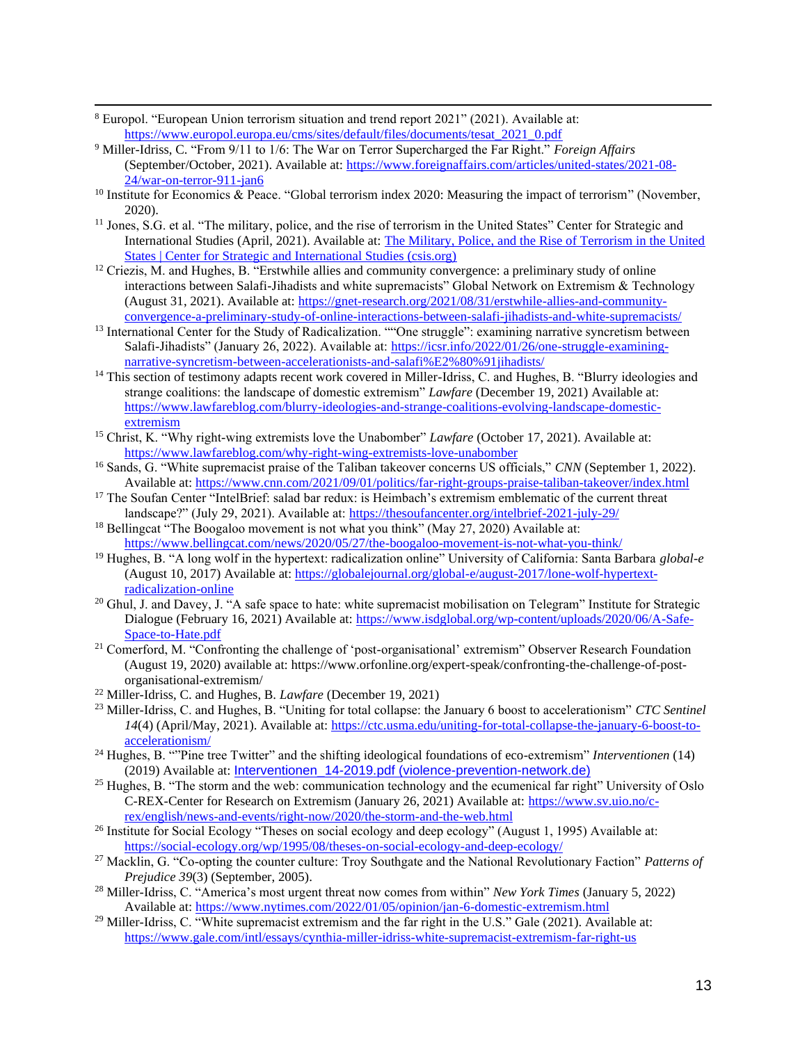[8] Europol. "European Union terrorism situation and trend report 2021" (2021). Available at: https://www.europol.europa.eu/cms/sites/default/files/documents/tesat_2021_0.pdf

[9] Miller-Idriss, C. "From 9/11 to 1/6: The War on Terror Supercharged the Far Right." *Foreign Affairs* (September/October, 2021). Available at: https://www.foreignaffairs.com/articles/united-states/2021-08-24/war-on-terror-911-jan6

[10] Institute for Economics & Peace. "Global terrorism index 2020: Measuring the impact of terrorism" (November, 2020).

[11] Jones, S.G. et al. "The military, police, and the rise of terrorism in the United States" Center for Strategic and International Studies (April, 2021). Available at: The Military, Police, and the Rise of Terrorism in the United States | Center for Strategic and International Studies (csis.org)

[12] Criezis, M. and Hughes, B. "Erstwhile allies and community convergence: a preliminary study of online interactions between Salafi-Jihadists and white supremacists" Global Network on Extremism & Technology (August 31, 2021). Available at: https://gnet-research.org/2021/08/31/erstwhile-allies-and-community-convergence-a-preliminary-study-of-online-interactions-between-salafi-jihadists-and-white-supremacists/

[13] International Center for the Study of Radicalization. ""One struggle": examining narrative syncretism between Salafi-Jihadists" (January 26, 2022). Available at: https://icsr.info/2022/01/26/one-struggle-examining-narrative-syncretism-between-accelerationists-and-salafi%E2%80%91jihadists/

[14] This section of testimony adapts recent work covered in Miller-Idriss, C. and Hughes, B. "Blurry ideologies and strange coalitions: the landscape of domestic extremism" *Lawfare* (December 19, 2021) Available at: https://www.lawfareblog.com/blurry-ideologies-and-strange-coalitions-evolving-landscape-domestic-extremism

[15] Christ, K. "Why right-wing extremists love the Unabomber" *Lawfare* (October 17, 2021). Available at: https://www.lawfareblog.com/why-right-wing-extremists-love-unabomber

[16] Sands, G. "White supremacist praise of the Taliban takeover concerns US officials," *CNN* (September 1, 2022). Available at: https://www.cnn.com/2021/09/01/politics/far-right-groups-praise-taliban-takeover/index.html

[17] The Soufan Center "IntelBrief: salad bar redux: is Heimbach's extremism emblematic of the current threat landscape?" (July 29, 2021). Available at: https://thesoufancenter.org/intelbrief-2021-july-29/

[18] Bellingcat "The Boogaloo movement is not what you think" (May 27, 2020) Available at: https://www.bellingcat.com/news/2020/05/27/the-boogaloo-movement-is-not-what-you-think/

[19] Hughes, B. "A long wolf in the hypertext: radicalization online" University of California: Santa Barbara *global-e* (August 10, 2017) Available at: https://globalejournal.org/global-e/august-2017/lone-wolf-hypertext-radicalization-online

[20] Ghul, J. and Davey, J. "A safe space to hate: white supremacist mobilisation on Telegram" Institute for Strategic Dialogue (February 16, 2021) Available at: https://www.isdglobal.org/wp-content/uploads/2020/06/A-Safe-Space-to-Hate.pdf

[21] Comerford, M. "Confronting the challenge of 'post-organisational' extremism" Observer Research Foundation (August 19, 2020) available at: https://www.orfonline.org/expert-speak/confronting-the-challenge-of-post-organisational-extremism/

[22] Miller-Idriss, C. and Hughes, B. *Lawfare* (December 19, 2021)

[23] Miller-Idriss, C. and Hughes, B. "Uniting for total collapse: the January 6 boost to accelerationism" *CTC Sentinel 14*(4) (April/May, 2021). Available at: https://ctc.usma.edu/uniting-for-total-collapse-the-january-6-boost-to-accelerationism/

[24] Hughes, B. ""Pine tree Twitter" and the shifting ideological foundations of eco-extremism" *Interventionen* (14) (2019) Available at: Interventionen_14-2019.pdf (violence-prevention-network.de)

[25] Hughes, B. "The storm and the web: communication technology and the ecumenical far right" University of Oslo C-REX-Center for Research on Extremism (January 26, 2021) Available at: https://www.sv.uio.no/c-rex/english/news-and-events/right-now/2020/the-storm-and-the-web.html

[26] Institute for Social Ecology "Theses on social ecology and deep ecology" (August 1, 1995) Available at: https://social-ecology.org/wp/1995/08/theses-on-social-ecology-and-deep-ecology/

[27] Macklin, G. "Co-opting the counter culture: Troy Southgate and the National Revolutionary Faction" *Patterns of Prejudice 39*(3) (September, 2005).

[28] Miller-Idriss, C. "America's most urgent threat now comes from within" *New York Times* (January 5, 2022) Available at: https://www.nytimes.com/2022/01/05/opinion/jan-6-domestic-extremism.html

[29] Miller-Idriss, C. "White supremacist extremism and the far right in the U.S." Gale (2021). Available at: https://www.gale.com/intl/essays/cynthia-miller-idriss-white-supremacist-extremism-far-right-us